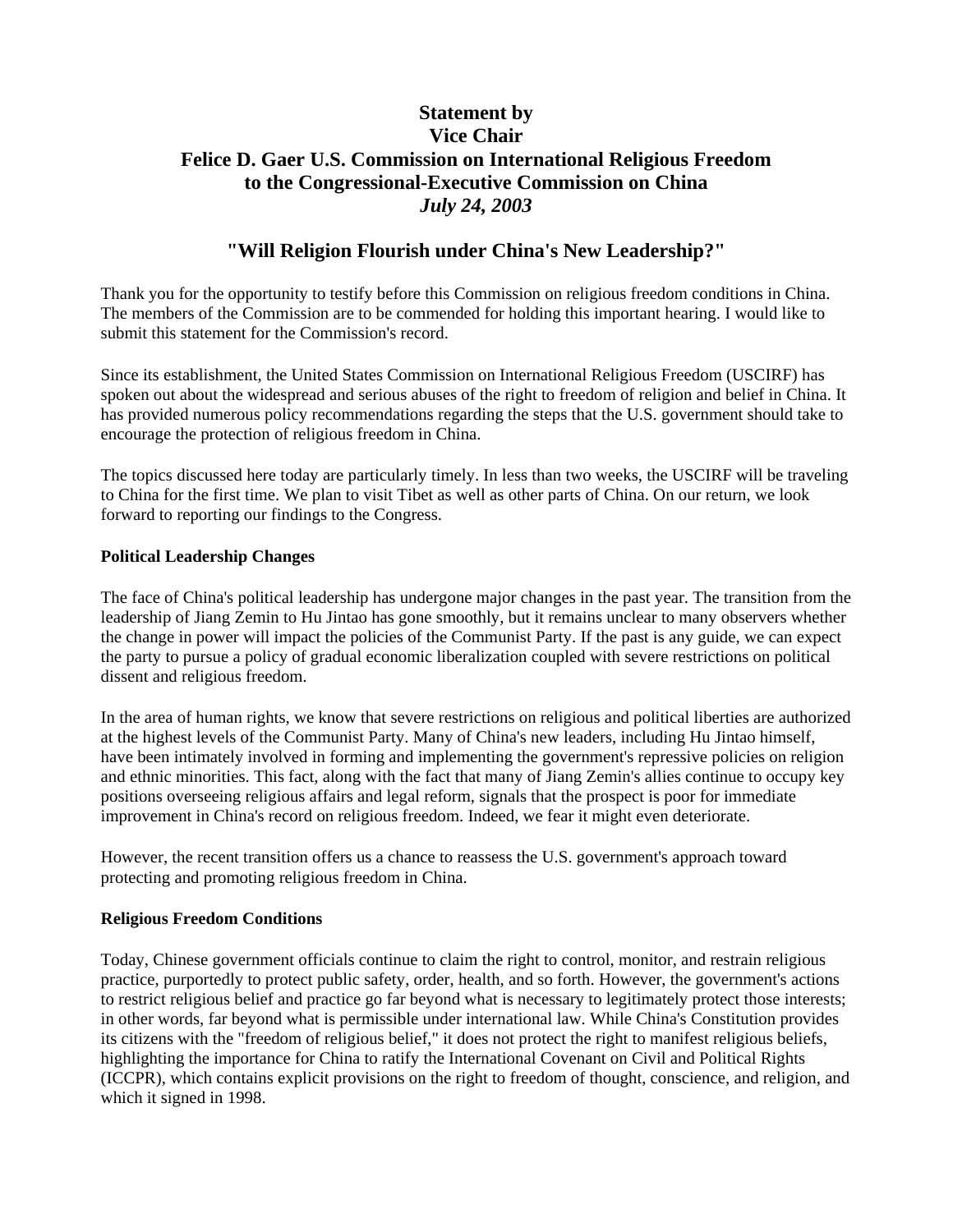# Statement by
# Vice Chair
# Felice D. Gaer U.S. Commission on International Religious Freedom
# to the Congressional-Executive Commission on China
# *July 24, 2003*

## "Will Religion Flourish under China's New Leadership?"

Thank you for the opportunity to testify before this Commission on religious freedom conditions in China. The members of the Commission are to be commended for holding this important hearing. I would like to submit this statement for the Commission's record.

Since its establishment, the United States Commission on International Religious Freedom (USCIRF) has spoken out about the widespread and serious abuses of the right to freedom of religion and belief in China. It has provided numerous policy recommendations regarding the steps that the U.S. government should take to encourage the protection of religious freedom in China.

The topics discussed here today are particularly timely. In less than two weeks, the USCIRF will be traveling to China for the first time. We plan to visit Tibet as well as other parts of China. On our return, we look forward to reporting our findings to the Congress.

### Political Leadership Changes

The face of China's political leadership has undergone major changes in the past year. The transition from the leadership of Jiang Zemin to Hu Jintao has gone smoothly, but it remains unclear to many observers whether the change in power will impact the policies of the Communist Party. If the past is any guide, we can expect the party to pursue a policy of gradual economic liberalization coupled with severe restrictions on political dissent and religious freedom.

In the area of human rights, we know that severe restrictions on religious and political liberties are authorized at the highest levels of the Communist Party. Many of China's new leaders, including Hu Jintao himself, have been intimately involved in forming and implementing the government's repressive policies on religion and ethnic minorities. This fact, along with the fact that many of Jiang Zemin's allies continue to occupy key positions overseeing religious affairs and legal reform, signals that the prospect is poor for immediate improvement in China's record on religious freedom. Indeed, we fear it might even deteriorate.

However, the recent transition offers us a chance to reassess the U.S. government's approach toward protecting and promoting religious freedom in China.

### Religious Freedom Conditions

Today, Chinese government officials continue to claim the right to control, monitor, and restrain religious practice, purportedly to protect public safety, order, health, and so forth. However, the government's actions to restrict religious belief and practice go far beyond what is necessary to legitimately protect those interests; in other words, far beyond what is permissible under international law. While China's Constitution provides its citizens with the "freedom of religious belief," it does not protect the right to manifest religious beliefs, highlighting the importance for China to ratify the International Covenant on Civil and Political Rights (ICCPR), which contains explicit provisions on the right to freedom of thought, conscience, and religion, and which it signed in 1998.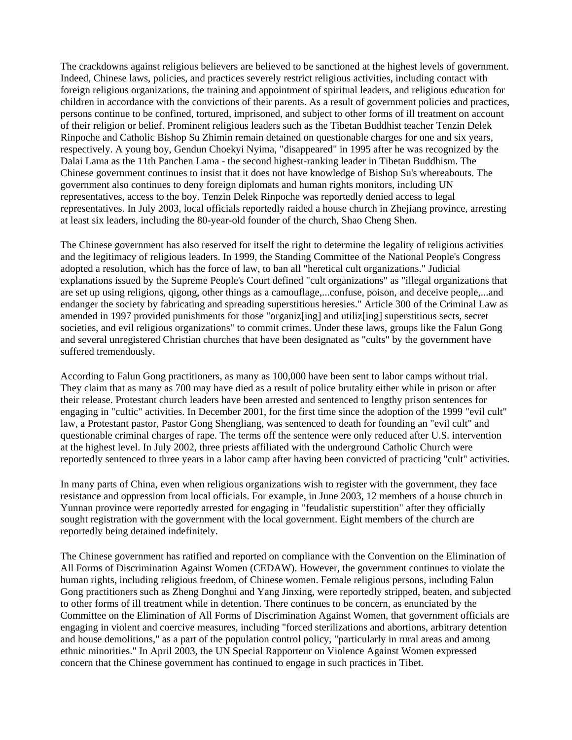The crackdowns against religious believers are believed to be sanctioned at the highest levels of government. Indeed, Chinese laws, policies, and practices severely restrict religious activities, including contact with foreign religious organizations, the training and appointment of spiritual leaders, and religious education for children in accordance with the convictions of their parents. As a result of government policies and practices, persons continue to be confined, tortured, imprisoned, and subject to other forms of ill treatment on account of their religion or belief. Prominent religious leaders such as the Tibetan Buddhist teacher Tenzin Delek Rinpoche and Catholic Bishop Su Zhimin remain detained on questionable charges for one and six years, respectively. A young boy, Gendun Choekyi Nyima, "disappeared" in 1995 after he was recognized by the Dalai Lama as the 11th Panchen Lama - the second highest-ranking leader in Tibetan Buddhism. The Chinese government continues to insist that it does not have knowledge of Bishop Su's whereabouts. The government also continues to deny foreign diplomats and human rights monitors, including UN representatives, access to the boy. Tenzin Delek Rinpoche was reportedly denied access to legal representatives. In July 2003, local officials reportedly raided a house church in Zhejiang province, arresting at least six leaders, including the 80-year-old founder of the church, Shao Cheng Shen.

The Chinese government has also reserved for itself the right to determine the legality of religious activities and the legitimacy of religious leaders. In 1999, the Standing Committee of the National People's Congress adopted a resolution, which has the force of law, to ban all "heretical cult organizations." Judicial explanations issued by the Supreme People's Court defined "cult organizations" as "illegal organizations that are set up using religions, qigong, other things as a camouflage,...confuse, poison, and deceive people,...and endanger the society by fabricating and spreading superstitious heresies." Article 300 of the Criminal Law as amended in 1997 provided punishments for those "organiz[ing] and utiliz[ing] superstitious sects, secret societies, and evil religious organizations" to commit crimes. Under these laws, groups like the Falun Gong and several unregistered Christian churches that have been designated as "cults" by the government have suffered tremendously.

According to Falun Gong practitioners, as many as 100,000 have been sent to labor camps without trial. They claim that as many as 700 may have died as a result of police brutality either while in prison or after their release. Protestant church leaders have been arrested and sentenced to lengthy prison sentences for engaging in "cultic" activities. In December 2001, for the first time since the adoption of the 1999 "evil cult" law, a Protestant pastor, Pastor Gong Shengliang, was sentenced to death for founding an "evil cult" and questionable criminal charges of rape. The terms off the sentence were only reduced after U.S. intervention at the highest level. In July 2002, three priests affiliated with the underground Catholic Church were reportedly sentenced to three years in a labor camp after having been convicted of practicing "cult" activities.

In many parts of China, even when religious organizations wish to register with the government, they face resistance and oppression from local officials. For example, in June 2003, 12 members of a house church in Yunnan province were reportedly arrested for engaging in "feudalistic superstition" after they officially sought registration with the government with the local government. Eight members of the church are reportedly being detained indefinitely.

The Chinese government has ratified and reported on compliance with the Convention on the Elimination of All Forms of Discrimination Against Women (CEDAW). However, the government continues to violate the human rights, including religious freedom, of Chinese women. Female religious persons, including Falun Gong practitioners such as Zheng Donghui and Yang Jinxing, were reportedly stripped, beaten, and subjected to other forms of ill treatment while in detention. There continues to be concern, as enunciated by the Committee on the Elimination of All Forms of Discrimination Against Women, that government officials are engaging in violent and coercive measures, including "forced sterilizations and abortions, arbitrary detention and house demolitions," as a part of the population control policy, "particularly in rural areas and among ethnic minorities." In April 2003, the UN Special Rapporteur on Violence Against Women expressed concern that the Chinese government has continued to engage in such practices in Tibet.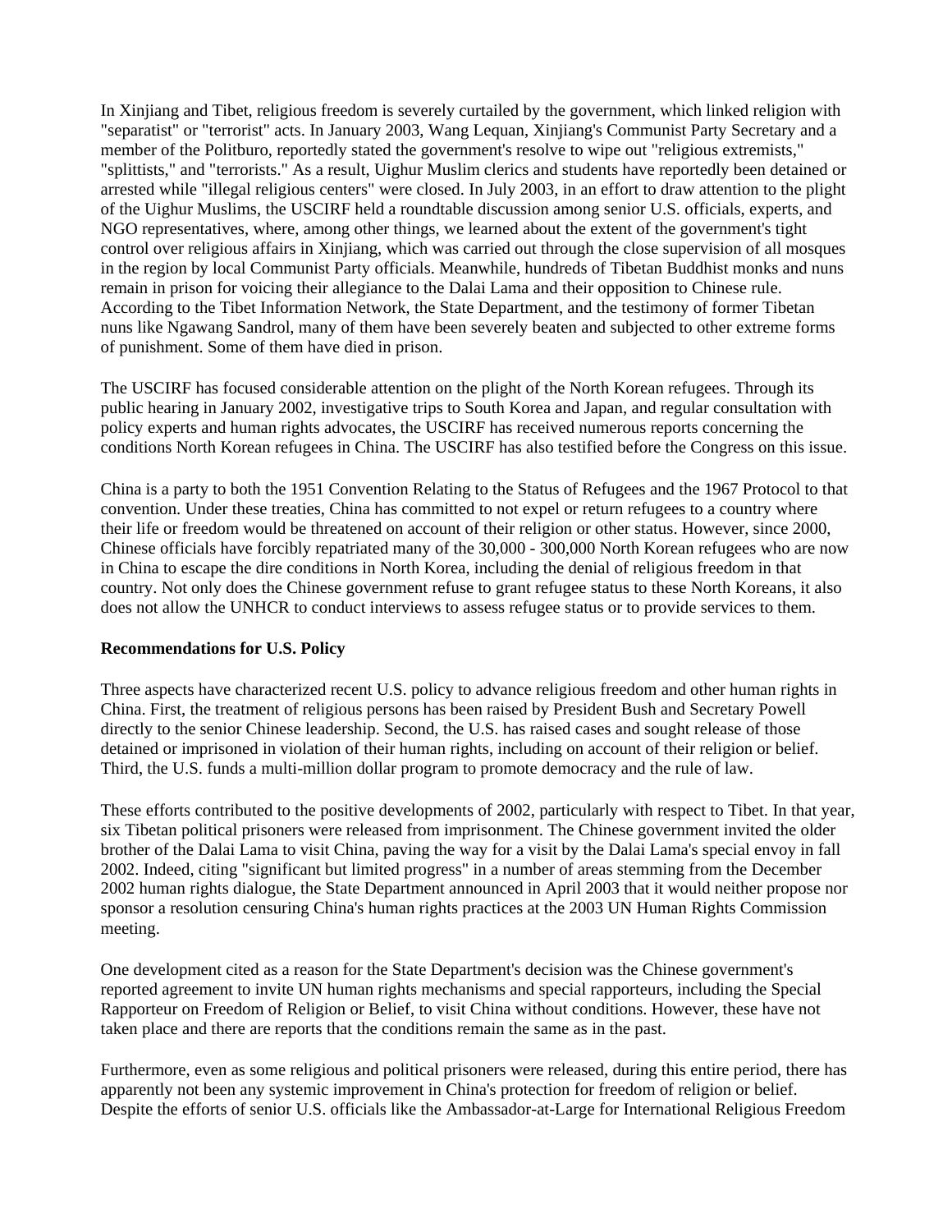In Xinjiang and Tibet, religious freedom is severely curtailed by the government, which linked religion with "separatist" or "terrorist" acts. In January 2003, Wang Lequan, Xinjiang's Communist Party Secretary and a member of the Politburo, reportedly stated the government's resolve to wipe out "religious extremists," "splittists," and "terrorists." As a result, Uighur Muslim clerics and students have reportedly been detained or arrested while "illegal religious centers" were closed. In July 2003, in an effort to draw attention to the plight of the Uighur Muslims, the USCIRF held a roundtable discussion among senior U.S. officials, experts, and NGO representatives, where, among other things, we learned about the extent of the government's tight control over religious affairs in Xinjiang, which was carried out through the close supervision of all mosques in the region by local Communist Party officials. Meanwhile, hundreds of Tibetan Buddhist monks and nuns remain in prison for voicing their allegiance to the Dalai Lama and their opposition to Chinese rule. According to the Tibet Information Network, the State Department, and the testimony of former Tibetan nuns like Ngawang Sandrol, many of them have been severely beaten and subjected to other extreme forms of punishment. Some of them have died in prison.

The USCIRF has focused considerable attention on the plight of the North Korean refugees. Through its public hearing in January 2002, investigative trips to South Korea and Japan, and regular consultation with policy experts and human rights advocates, the USCIRF has received numerous reports concerning the conditions North Korean refugees in China. The USCIRF has also testified before the Congress on this issue.

China is a party to both the 1951 Convention Relating to the Status of Refugees and the 1967 Protocol to that convention. Under these treaties, China has committed to not expel or return refugees to a country where their life or freedom would be threatened on account of their religion or other status. However, since 2000, Chinese officials have forcibly repatriated many of the 30,000 - 300,000 North Korean refugees who are now in China to escape the dire conditions in North Korea, including the denial of religious freedom in that country. Not only does the Chinese government refuse to grant refugee status to these North Koreans, it also does not allow the UNHCR to conduct interviews to assess refugee status or to provide services to them.

**Recommendations for U.S. Policy**

Three aspects have characterized recent U.S. policy to advance religious freedom and other human rights in China. First, the treatment of religious persons has been raised by President Bush and Secretary Powell directly to the senior Chinese leadership. Second, the U.S. has raised cases and sought release of those detained or imprisoned in violation of their human rights, including on account of their religion or belief. Third, the U.S. funds a multi-million dollar program to promote democracy and the rule of law.

These efforts contributed to the positive developments of 2002, particularly with respect to Tibet. In that year, six Tibetan political prisoners were released from imprisonment. The Chinese government invited the older brother of the Dalai Lama to visit China, paving the way for a visit by the Dalai Lama's special envoy in fall 2002. Indeed, citing "significant but limited progress" in a number of areas stemming from the December 2002 human rights dialogue, the State Department announced in April 2003 that it would neither propose nor sponsor a resolution censuring China's human rights practices at the 2003 UN Human Rights Commission meeting.

One development cited as a reason for the State Department's decision was the Chinese government's reported agreement to invite UN human rights mechanisms and special rapporteurs, including the Special Rapporteur on Freedom of Religion or Belief, to visit China without conditions. However, these have not taken place and there are reports that the conditions remain the same as in the past.

Furthermore, even as some religious and political prisoners were released, during this entire period, there has apparently not been any systemic improvement in China's protection for freedom of religion or belief. Despite the efforts of senior U.S. officials like the Ambassador-at-Large for International Religious Freedom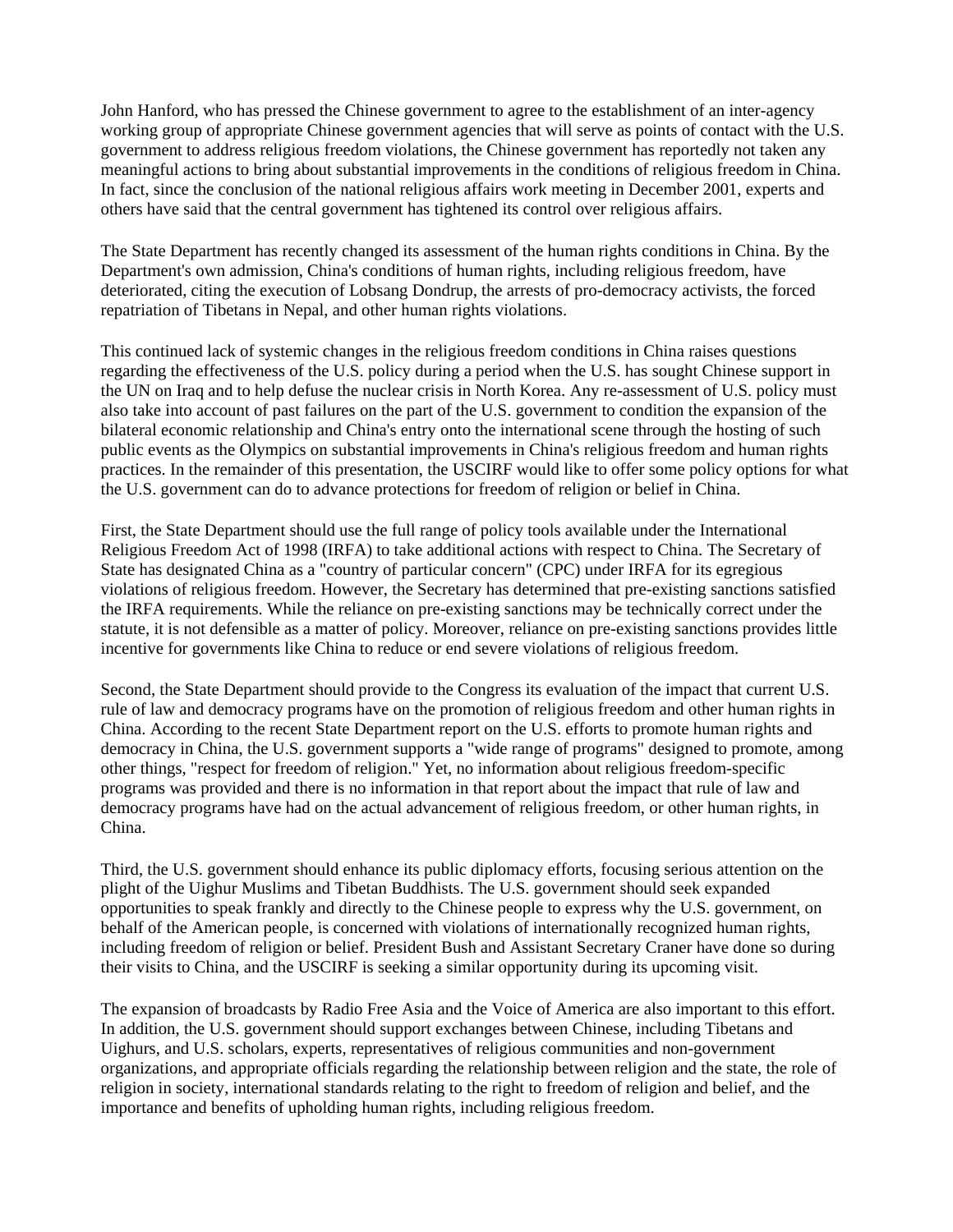John Hanford, who has pressed the Chinese government to agree to the establishment of an inter-agency working group of appropriate Chinese government agencies that will serve as points of contact with the U.S. government to address religious freedom violations, the Chinese government has reportedly not taken any meaningful actions to bring about substantial improvements in the conditions of religious freedom in China. In fact, since the conclusion of the national religious affairs work meeting in December 2001, experts and others have said that the central government has tightened its control over religious affairs.

The State Department has recently changed its assessment of the human rights conditions in China. By the Department's own admission, China's conditions of human rights, including religious freedom, have deteriorated, citing the execution of Lobsang Dondrup, the arrests of pro-democracy activists, the forced repatriation of Tibetans in Nepal, and other human rights violations.

This continued lack of systemic changes in the religious freedom conditions in China raises questions regarding the effectiveness of the U.S. policy during a period when the U.S. has sought Chinese support in the UN on Iraq and to help defuse the nuclear crisis in North Korea. Any re-assessment of U.S. policy must also take into account of past failures on the part of the U.S. government to condition the expansion of the bilateral economic relationship and China's entry onto the international scene through the hosting of such public events as the Olympics on substantial improvements in China's religious freedom and human rights practices. In the remainder of this presentation, the USCIRF would like to offer some policy options for what the U.S. government can do to advance protections for freedom of religion or belief in China.

First, the State Department should use the full range of policy tools available under the International Religious Freedom Act of 1998 (IRFA) to take additional actions with respect to China. The Secretary of State has designated China as a "country of particular concern" (CPC) under IRFA for its egregious violations of religious freedom. However, the Secretary has determined that pre-existing sanctions satisfied the IRFA requirements. While the reliance on pre-existing sanctions may be technically correct under the statute, it is not defensible as a matter of policy. Moreover, reliance on pre-existing sanctions provides little incentive for governments like China to reduce or end severe violations of religious freedom.

Second, the State Department should provide to the Congress its evaluation of the impact that current U.S. rule of law and democracy programs have on the promotion of religious freedom and other human rights in China. According to the recent State Department report on the U.S. efforts to promote human rights and democracy in China, the U.S. government supports a "wide range of programs" designed to promote, among other things, "respect for freedom of religion." Yet, no information about religious freedom-specific programs was provided and there is no information in that report about the impact that rule of law and democracy programs have had on the actual advancement of religious freedom, or other human rights, in China.

Third, the U.S. government should enhance its public diplomacy efforts, focusing serious attention on the plight of the Uighur Muslims and Tibetan Buddhists. The U.S. government should seek expanded opportunities to speak frankly and directly to the Chinese people to express why the U.S. government, on behalf of the American people, is concerned with violations of internationally recognized human rights, including freedom of religion or belief. President Bush and Assistant Secretary Craner have done so during their visits to China, and the USCIRF is seeking a similar opportunity during its upcoming visit.

The expansion of broadcasts by Radio Free Asia and the Voice of America are also important to this effort. In addition, the U.S. government should support exchanges between Chinese, including Tibetans and Uighurs, and U.S. scholars, experts, representatives of religious communities and non-government organizations, and appropriate officials regarding the relationship between religion and the state, the role of religion in society, international standards relating to the right to freedom of religion and belief, and the importance and benefits of upholding human rights, including religious freedom.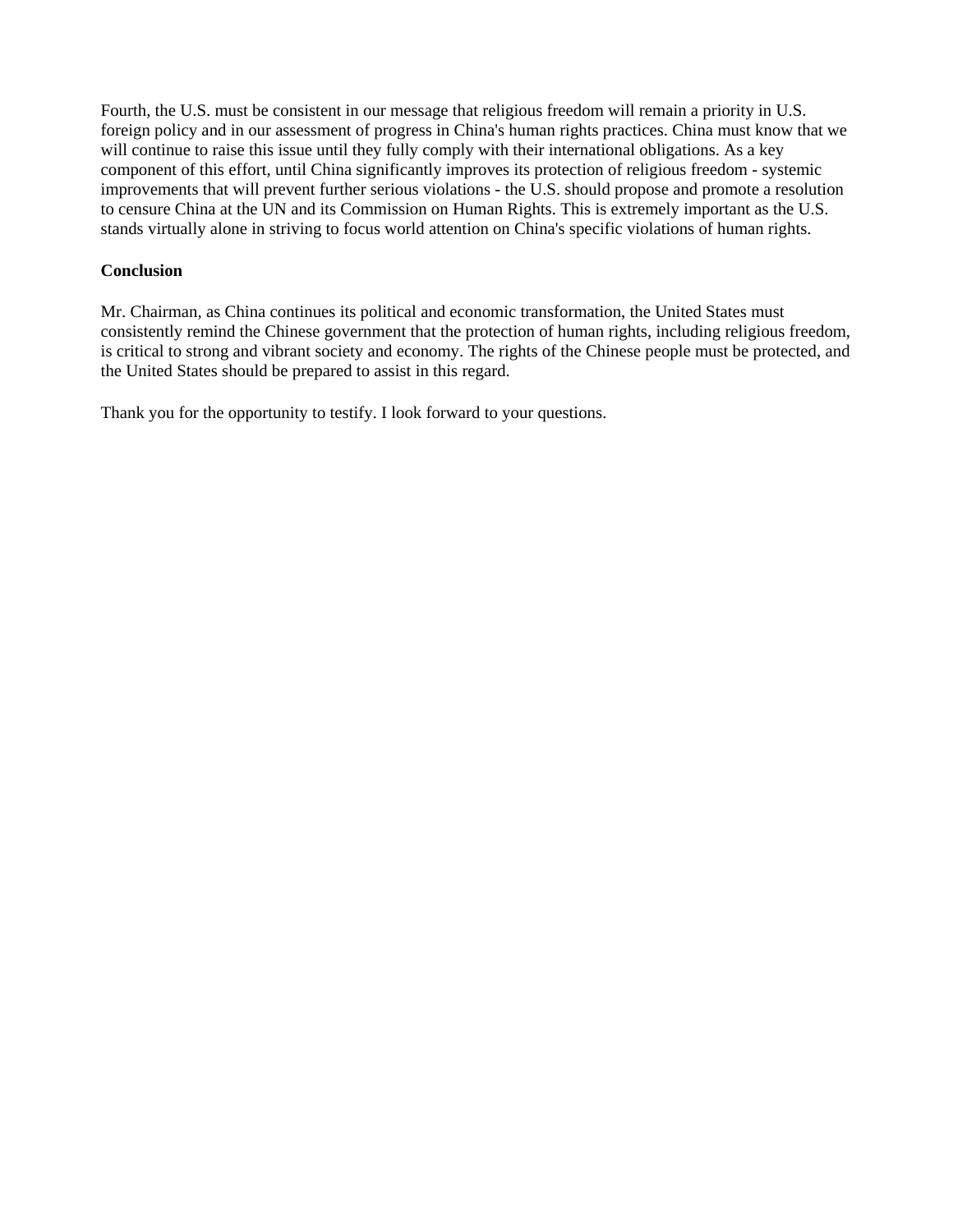Fourth, the U.S. must be consistent in our message that religious freedom will remain a priority in U.S. foreign policy and in our assessment of progress in China's human rights practices. China must know that we will continue to raise this issue until they fully comply with their international obligations. As a key component of this effort, until China significantly improves its protection of religious freedom - systemic improvements that will prevent further serious violations - the U.S. should propose and promote a resolution to censure China at the UN and its Commission on Human Rights. This is extremely important as the U.S. stands virtually alone in striving to focus world attention on China's specific violations of human rights.

**Conclusion**

Mr. Chairman, as China continues its political and economic transformation, the United States must consistently remind the Chinese government that the protection of human rights, including religious freedom, is critical to strong and vibrant society and economy. The rights of the Chinese people must be protected, and the United States should be prepared to assist in this regard.

Thank you for the opportunity to testify. I look forward to your questions.